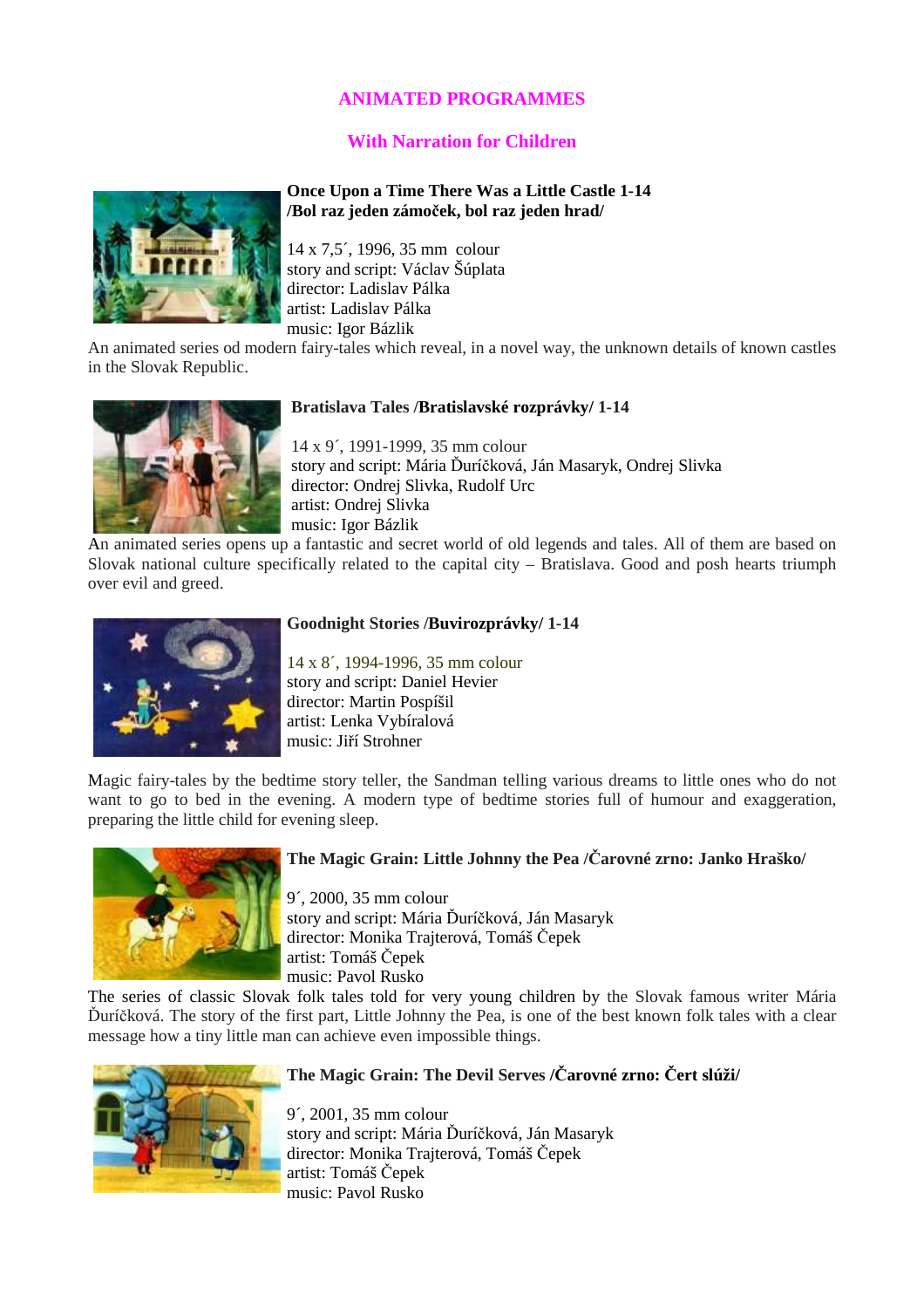# ANIMATED PROGRAMMES

## With Narration for Children

**Once Upon a Time There Was a Little Castle 1-14 /Bol raz jeden zámoček, bol raz jeden hrad/**

14 x 7,5´, 1996, 35 mm colour
story and script: Václav Šúplata
director: Ladislav Pálka
artist: Ladislav Pálka
music: Igor Bázlik

An animated series od modern fairy-tales which reveal, in a novel way, the unknown details of known castles in the Slovak Republic.

**Bratislava Tales /Bratislavské rozprávky/ 1-14**

14 x 9´, 1991-1999, 35 mm colour
story and script: Mária Ďuríčková, Ján Masaryk, Ondrej Slivka
director: Ondrej Slivka, Rudolf Urc
artist: Ondrej Slivka
music: Igor Bázlik

An animated series opens up a fantastic and secret world of old legends and tales. All of them are based on Slovak national culture specifically related to the capital city – Bratislava. Good and posh hearts triumph over evil and greed.

**Goodnight Stories /Buvirozprávky/ 1-14**

14 x 8´, 1994-1996, 35 mm colour
story and script: Daniel Hevier
director: Martin Pospíšil
artist: Lenka Vybíralová
music: Jiří Strohner

Magic fairy-tales by the bedtime story teller, the Sandman telling various dreams to little ones who do not want to go to bed in the evening. A modern type of bedtime stories full of humour and exaggeration, preparing the little child for evening sleep.

**The Magic Grain: Little Johnny the Pea /Čarovné zrno: Janko Hraško/**

9´, 2000, 35 mm colour
story and script: Mária Ďuríčková, Ján Masaryk
director: Monika Trajterová, Tomáš Čepek
artist: Tomáš Čepek
music: Pavol Rusko

The series of classic Slovak folk tales told for very young children by the Slovak famous writer Mária Ďuríčková. The story of the first part, Little Johnny the Pea, is one of the best known folk tales with a clear message how a tiny little man can achieve even impossible things.

**The Magic Grain: The Devil Serves /Čarovné zrno: Čert slúži/**

9´, 2001, 35 mm colour
story and script: Mária Ďuríčková, Ján Masaryk
director: Monika Trajterová, Tomáš Čepek
artist: Tomáš Čepek
music: Pavol Rusko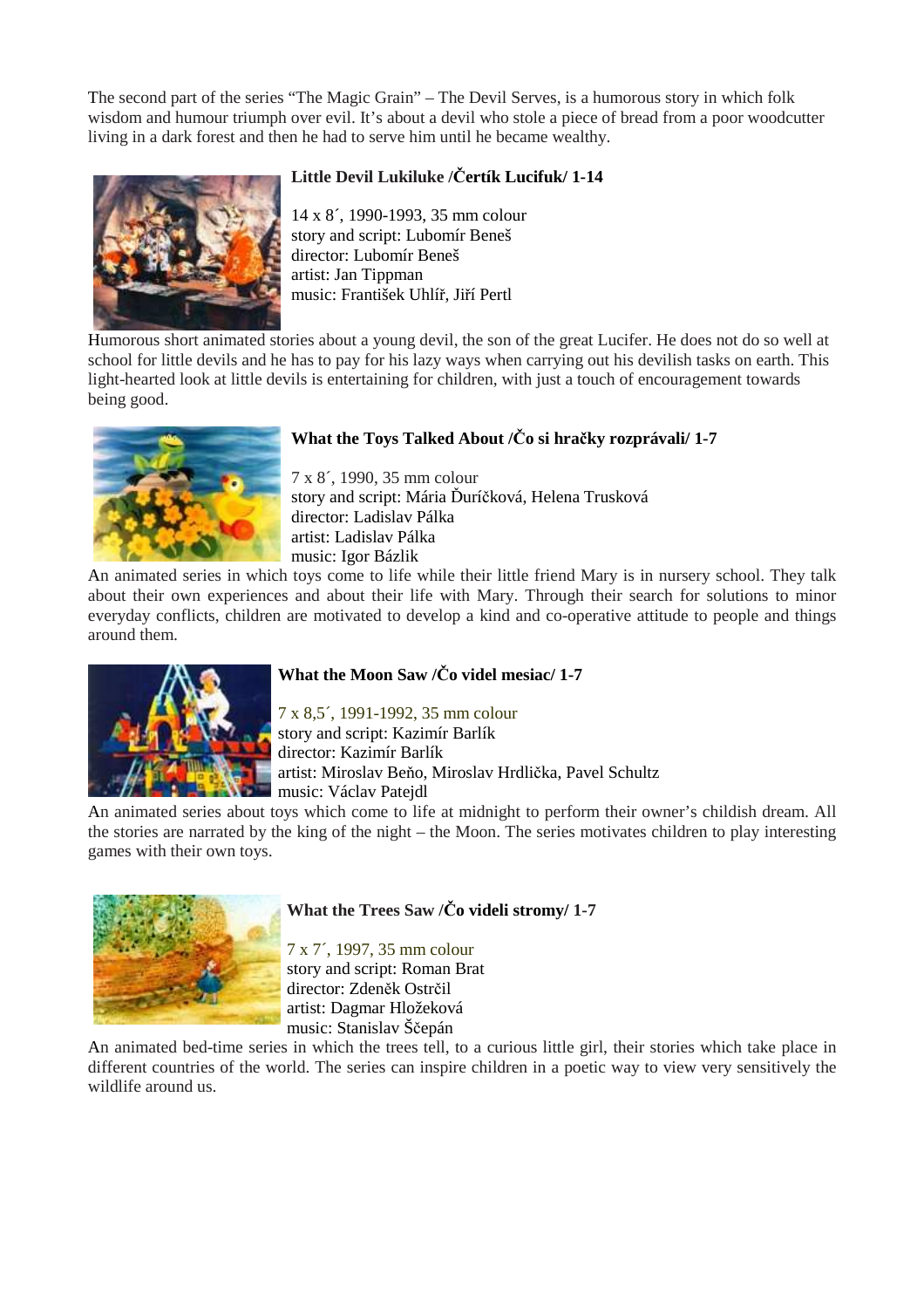The second part of the series "The Magic Grain" – The Devil Serves, is a humorous story in which folk wisdom and humour triumph over evil. It's about a devil who stole a piece of bread from a poor woodcutter living in a dark forest and then he had to serve him until he became wealthy.

### Little Devil Lukiluke /Čertík Lucifuk/ 1-14

14 x 8´, 1990-1993, 35 mm colour
story and script: Lubomír Beneš
director: Lubomír Beneš
artist: Jan Tippman
music: František Uhlíř, Jiří Pertl

Humorous short animated stories about a young devil, the son of the great Lucifer. He does not do so well at school for little devils and he has to pay for his lazy ways when carrying out his devilish tasks on earth. This light-hearted look at little devils is entertaining for children, with just a touch of encouragement towards being good.

### What the Toys Talked About /Čo si hračky rozprávali/ 1-7

7 x 8´, 1990, 35 mm colour
story and script: Mária Ďuríčková, Helena Trusková
director: Ladislav Pálka
artist: Ladislav Pálka
music: Igor Bázlik

An animated series in which toys come to life while their little friend Mary is in nursery school. They talk about their own experiences and about their life with Mary. Through their search for solutions to minor everyday conflicts, children are motivated to develop a kind and co-operative attitude to people and things around them.

### What the Moon Saw /Čo videl mesiac/ 1-7

7 x 8,5´, 1991-1992, 35 mm colour
story and script: Kazimír Barlík
director: Kazimír Barlík
artist: Miroslav Beňo, Miroslav Hrdlička, Pavel Schultz
music: Václav Patejdl

An animated series about toys which come to life at midnight to perform their owner's childish dream. All the stories are narrated by the king of the night – the Moon. The series motivates children to play interesting games with their own toys.

### What the Trees Saw /Čo videli stromy/ 1-7

7 x 7´, 1997, 35 mm colour
story and script: Roman Brat
director: Zdeněk Ostrčil
artist: Dagmar Hložeková
music: Stanislav Ščepán

An animated bed-time series in which the trees tell, to a curious little girl, their stories which take place in different countries of the world. The series can inspire children in a poetic way to view very sensitively the wildlife around us.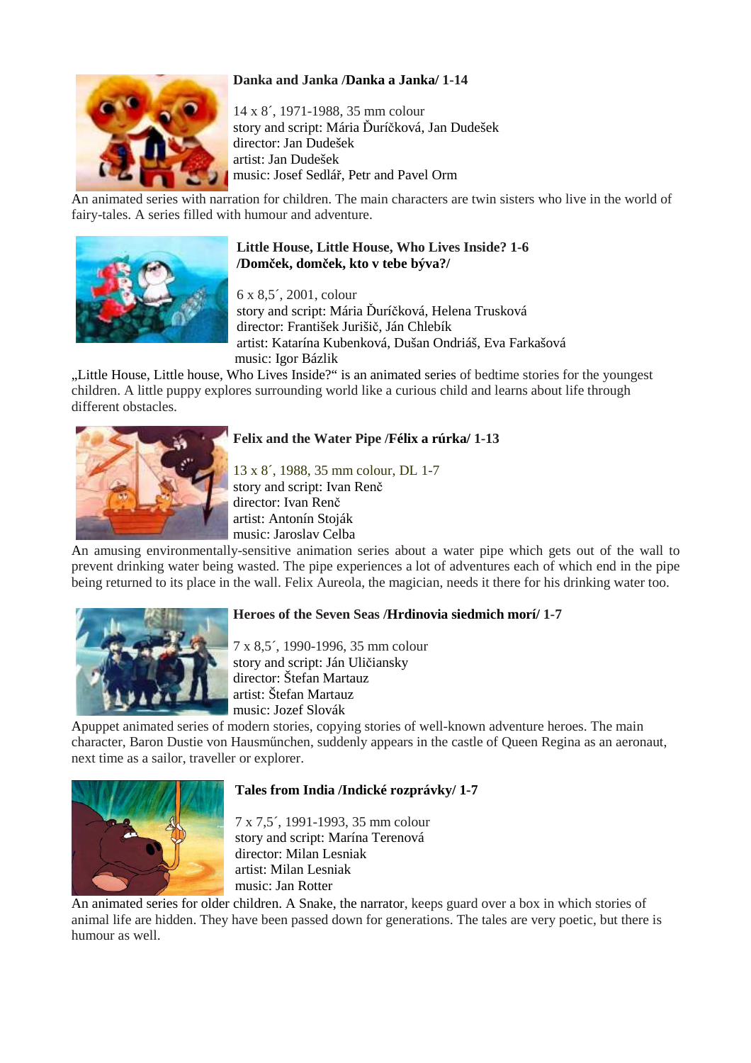**Danka and Janka /Danka a Janka/ 1-14**

14 x 8´, 1971-1988, 35 mm colour
story and script: Mária Ďuríčková, Jan Dudešek
director: Jan Dudešek
artist: Jan Dudešek
music: Josef Sedlář, Petr and Pavel Orm

An animated series with narration for children. The main characters are twin sisters who live in the world of fairy-tales. A series filled with humour and adventure.

**Little House, Little House, Who Lives Inside? 1-6 /Domček, domček, kto v tebe býva?/**

6 x 8,5´, 2001, colour
story and script: Mária Ďuríčková, Helena Trusková
director: František Jurišič, Ján Chlebík
artist: Katarína Kubenková, Dušan Ondriáš, Eva Farkašová
music: Igor Bázlik

„Little House, Little house, Who Lives Inside?" is an animated series of bedtime stories for the youngest children. A little puppy explores surrounding world like a curious child and learns about life through different obstacles.

**Felix and the Water Pipe /Félix a rúrka/ 1-13**

13 x 8´, 1988, 35 mm colour, DL 1-7
story and script: Ivan Renč
director: Ivan Renč
artist: Antonín Stoják
music: Jaroslav Celba

An amusing environmentally-sensitive animation series about a water pipe which gets out of the wall to prevent drinking water being wasted. The pipe experiences a lot of adventures each of which end in the pipe being returned to its place in the wall. Felix Aureola, the magician, needs it there for his drinking water too.

**Heroes of the Seven Seas /Hrdinovia siedmich morí/ 1-7**

7 x 8,5´, 1990-1996, 35 mm colour
story and script: Ján Uličiansky
director: Štefan Martauz
artist: Štefan Martauz
music: Jozef Slovák

Apuppet animated series of modern stories, copying stories of well-known adventure heroes. The main character, Baron Dustie von Hausműnchen, suddenly appears in the castle of Queen Regina as an aeronaut, next time as a sailor, traveller or explorer.

**Tales from India /Indické rozprávky/ 1-7**

7 x 7,5´, 1991-1993, 35 mm colour
story and script: Marína Terenová
director: Milan Lesniak
artist: Milan Lesniak
music: Jan Rotter

An animated series for older children. A Snake, the narrator, keeps guard over a box in which stories of animal life are hidden. They have been passed down for generations. The tales are very poetic, but there is humour as well.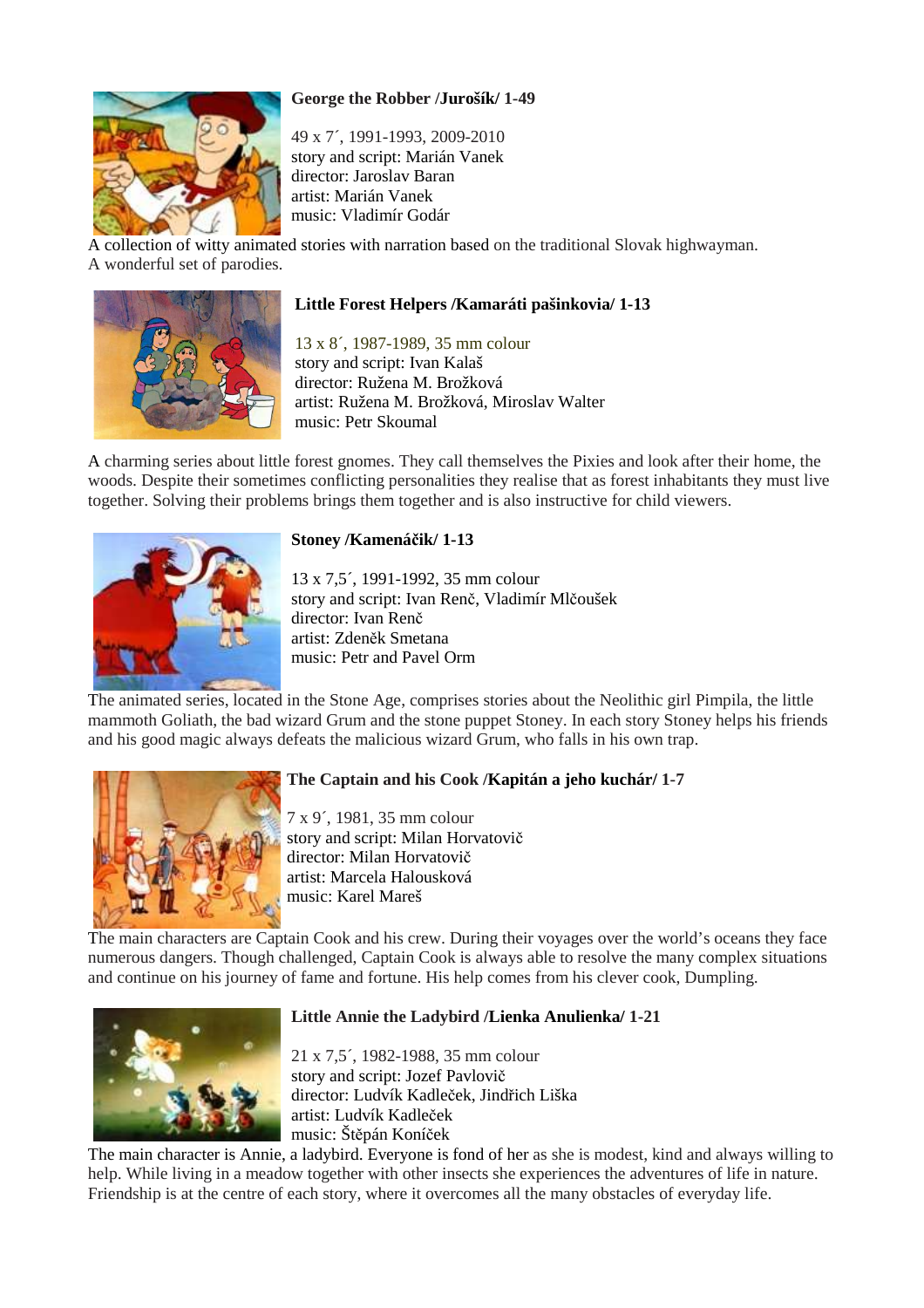### George the Robber /Jurošík/ 1-49

49 x 7´, 1991-1993, 2009-2010
story and script: Marián Vanek
director: Jaroslav Baran
artist: Marián Vanek
music: Vladimír Godár

A collection of witty animated stories with narration based on the traditional Slovak highwayman.
A wonderful set of parodies.

### Little Forest Helpers /Kamaráti pašinkovia/ 1-13

13 x 8´, 1987-1989, 35 mm colour
story and script: Ivan Kalaš
director: Ružena M. Brožková
artist: Ružena M. Brožková, Miroslav Walter
music: Petr Skoumal

A charming series about little forest gnomes. They call themselves the Pixies and look after their home, the woods. Despite their sometimes conflicting personalities they realise that as forest inhabitants they must live together. Solving their problems brings them together and is also instructive for child viewers.

### Stoney /Kamenáčik/ 1-13

13 x 7,5´, 1991-1992, 35 mm colour
story and script: Ivan Renč, Vladimír Mlčoušek
director: Ivan Renč
artist: Zdeněk Smetana
music: Petr and Pavel Orm

The animated series, located in the Stone Age, comprises stories about the Neolithic girl Pimpila, the little mammoth Goliath, the bad wizard Grum and the stone puppet Stoney. In each story Stoney helps his friends and his good magic always defeats the malicious wizard Grum, who falls in his own trap.

### The Captain and his Cook /Kapitán a jeho kuchár/ 1-7

7 x 9´, 1981, 35 mm colour
story and script: Milan Horvatovič
director: Milan Horvatovič
artist: Marcela Halousková
music: Karel Mareš

The main characters are Captain Cook and his crew. During their voyages over the world's oceans they face numerous dangers. Though challenged, Captain Cook is always able to resolve the many complex situations and continue on his journey of fame and fortune. His help comes from his clever cook, Dumpling.

### Little Annie the Ladybird /Lienka Anulienka/ 1-21

21 x 7,5´, 1982-1988, 35 mm colour
story and script: Jozef Pavlovič
director: Ludvík Kadleček, Jindřich Liška
artist: Ludvík Kadleček
music: Štěpán Koníček

The main character is Annie, a ladybird. Everyone is fond of her as she is modest, kind and always willing to help. While living in a meadow together with other insects she experiences the adventures of life in nature. Friendship is at the centre of each story, where it overcomes all the many obstacles of everyday life.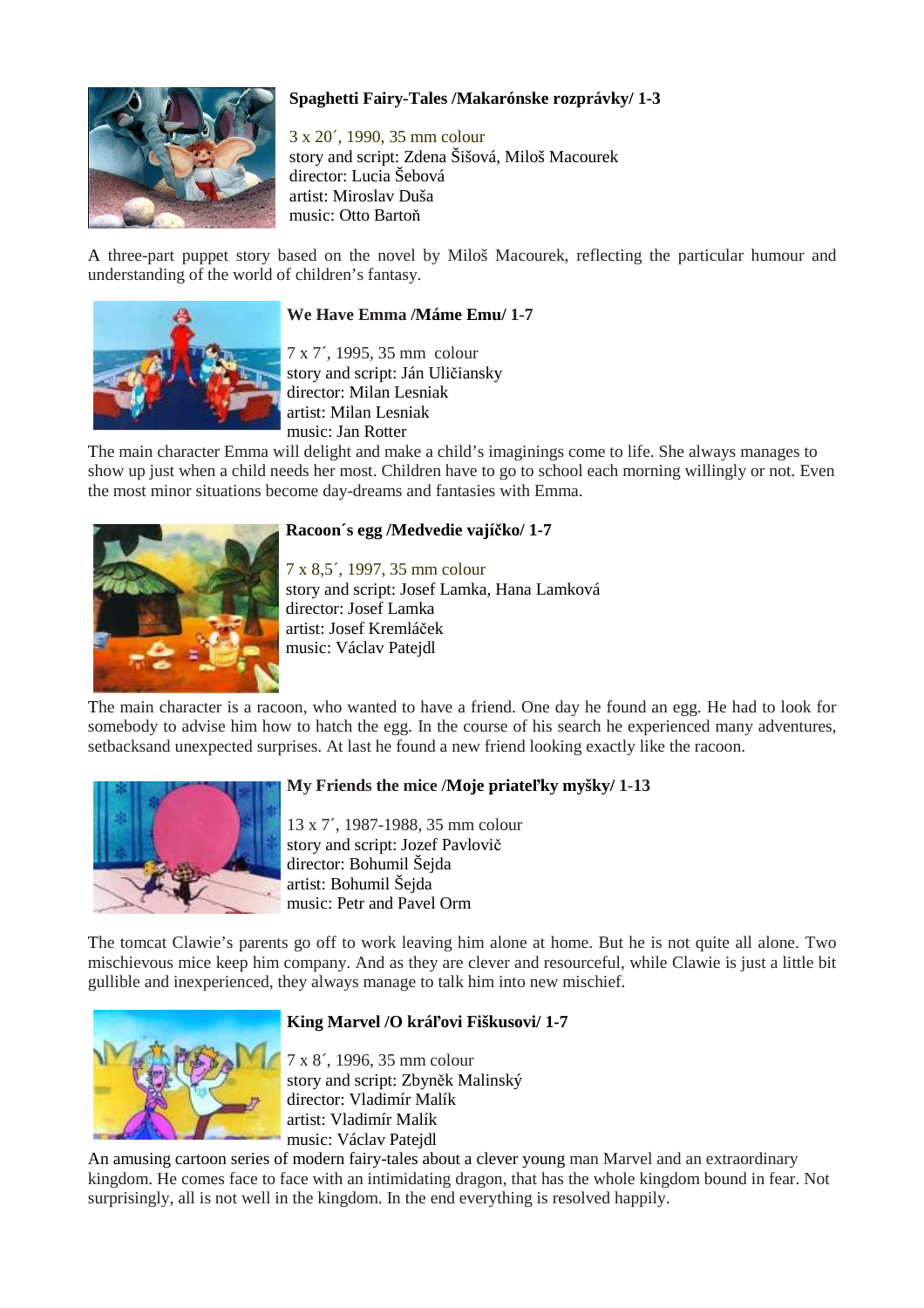### Spaghetti Fairy-Tales /Makarónske rozprávky/ 1-3

3 x 20´, 1990, 35 mm colour
story and script: Zdena Šišová, Miloš Macourek
director: Lucia Šebová
artist: Miroslav Duša
music: Otto Bartoň

A three-part puppet story based on the novel by Miloš Macourek, reflecting the particular humour and understanding of the world of children's fantasy.

### We Have Emma /Máme Emu/ 1-7

7 x 7´, 1995, 35 mm colour
story and script: Ján Uličiansky
director: Milan Lesniak
artist: Milan Lesniak
music: Jan Rotter

The main character Emma will delight and make a child's imaginings come to life. She always manages to show up just when a child needs her most. Children have to go to school each morning willingly or not. Even the most minor situations become day-dreams and fantasies with Emma.

### Racoon´s egg /Medvedie vajíčko/ 1-7

7 x 8,5´, 1997, 35 mm colour
story and script: Josef Lamka, Hana Lamková
director: Josef Lamka
artist: Josef Kremláček
music: Václav Patejdl

The main character is a racoon, who wanted to have a friend. One day he found an egg. He had to look for somebody to advise him how to hatch the egg. In the course of his search he experienced many adventures, setbacksand unexpected surprises. At last he found a new friend looking exactly like the racoon.

### My Friends the mice /Moje priateľky myšky/ 1-13

13 x 7´, 1987-1988, 35 mm colour
story and script: Jozef Pavlovič
director: Bohumil Šejda
artist: Bohumil Šejda
music: Petr and Pavel Orm

The tomcat Clawie's parents go off to work leaving him alone at home. But he is not quite all alone. Two mischievous mice keep him company. And as they are clever and resourceful, while Clawie is just a little bit gullible and inexperienced, they always manage to talk him into new mischief.

### King Marvel /O kráľovi Fiškusovi/ 1-7

7 x 8´, 1996, 35 mm colour
story and script: Zbyněk Malinský
director: Vladimír Malík
artist: Vladimír Malík
music: Václav Patejdl

An amusing cartoon series of modern fairy-tales about a clever young man Marvel and an extraordinary kingdom. He comes face to face with an intimidating dragon, that has the whole kingdom bound in fear. Not surprisingly, all is not well in the kingdom. In the end everything is resolved happily.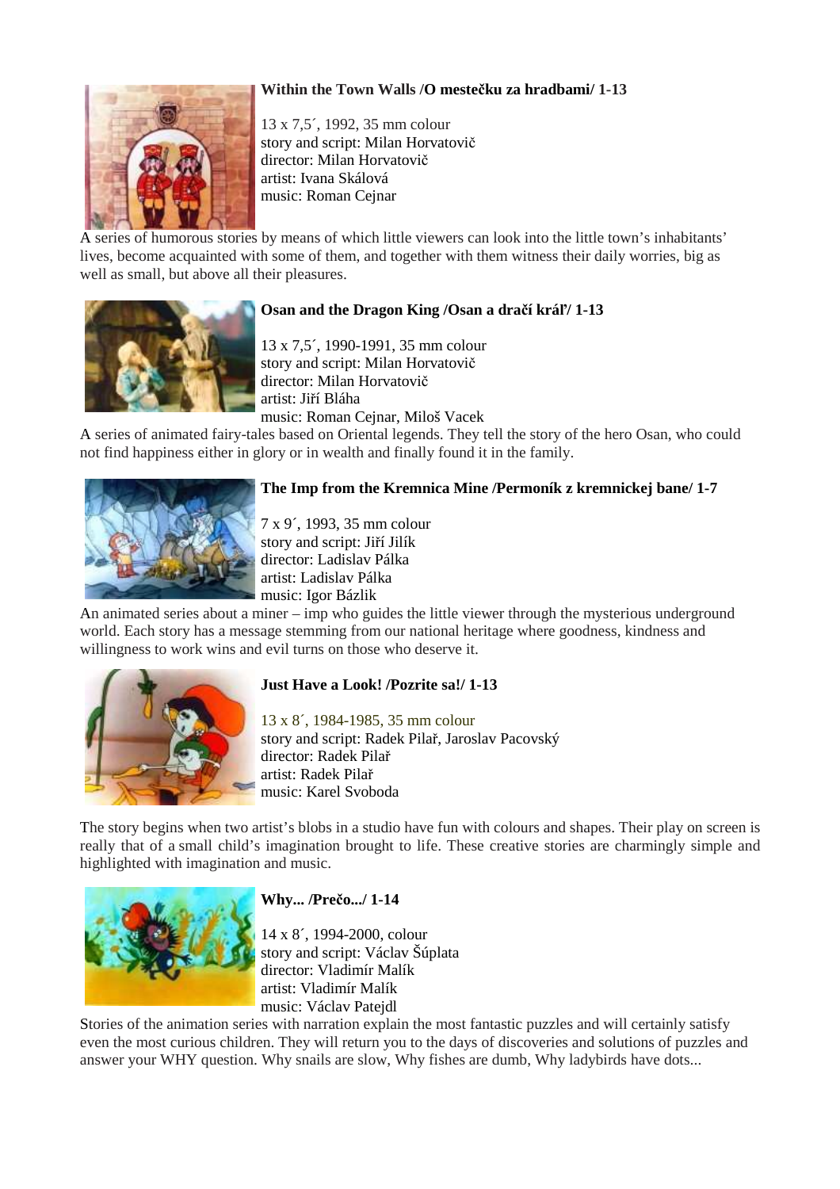### Within the Town Walls /O mestečku za hradbami/ 1-13

13 x 7,5´, 1992, 35 mm colour
story and script: Milan Horvatovič
director: Milan Horvatovič
artist: Ivana Skálová
music: Roman Cejnar

A series of humorous stories by means of which little viewers can look into the little town's inhabitants' lives, become acquainted with some of them, and together with them witness their daily worries, big as well as small, but above all their pleasures.

### Osan and the Dragon King /Osan a dračí kráľ/ 1-13

13 x 7,5´, 1990-1991, 35 mm colour
story and script: Milan Horvatovič
director: Milan Horvatovič
artist: Jiří Bláha
music: Roman Cejnar, Miloš Vacek

A series of animated fairy-tales based on Oriental legends. They tell the story of the hero Osan, who could not find happiness either in glory or in wealth and finally found it in the family.

### The Imp from the Kremnica Mine /Permoník z kremnickej bane/ 1-7

7 x 9´, 1993, 35 mm colour
story and script: Jiří Jilík
director: Ladislav Pálka
artist: Ladislav Pálka
music: Igor Bázlik

An animated series about a miner – imp who guides the little viewer through the mysterious underground world. Each story has a message stemming from our national heritage where goodness, kindness and willingness to work wins and evil turns on those who deserve it.

### Just Have a Look! /Pozrite sa!/ 1-13

13 x 8´, 1984-1985, 35 mm colour
story and script: Radek Pilař, Jaroslav Pacovský
director: Radek Pilař
artist: Radek Pilař
music: Karel Svoboda

The story begins when two artist's blobs in a studio have fun with colours and shapes. Their play on screen is really that of a small child's imagination brought to life. These creative stories are charmingly simple and highlighted with imagination and music.

### Why... /Prečo.../ 1-14

14 x 8´, 1994-2000, colour
story and script: Václav Šúplata
director: Vladimír Malík
artist: Vladimír Malík
music: Václav Patejdl

Stories of the animation series with narration explain the most fantastic puzzles and will certainly satisfy even the most curious children. They will return you to the days of discoveries and solutions of puzzles and answer your WHY question. Why snails are slow, Why fishes are dumb, Why ladybirds have dots...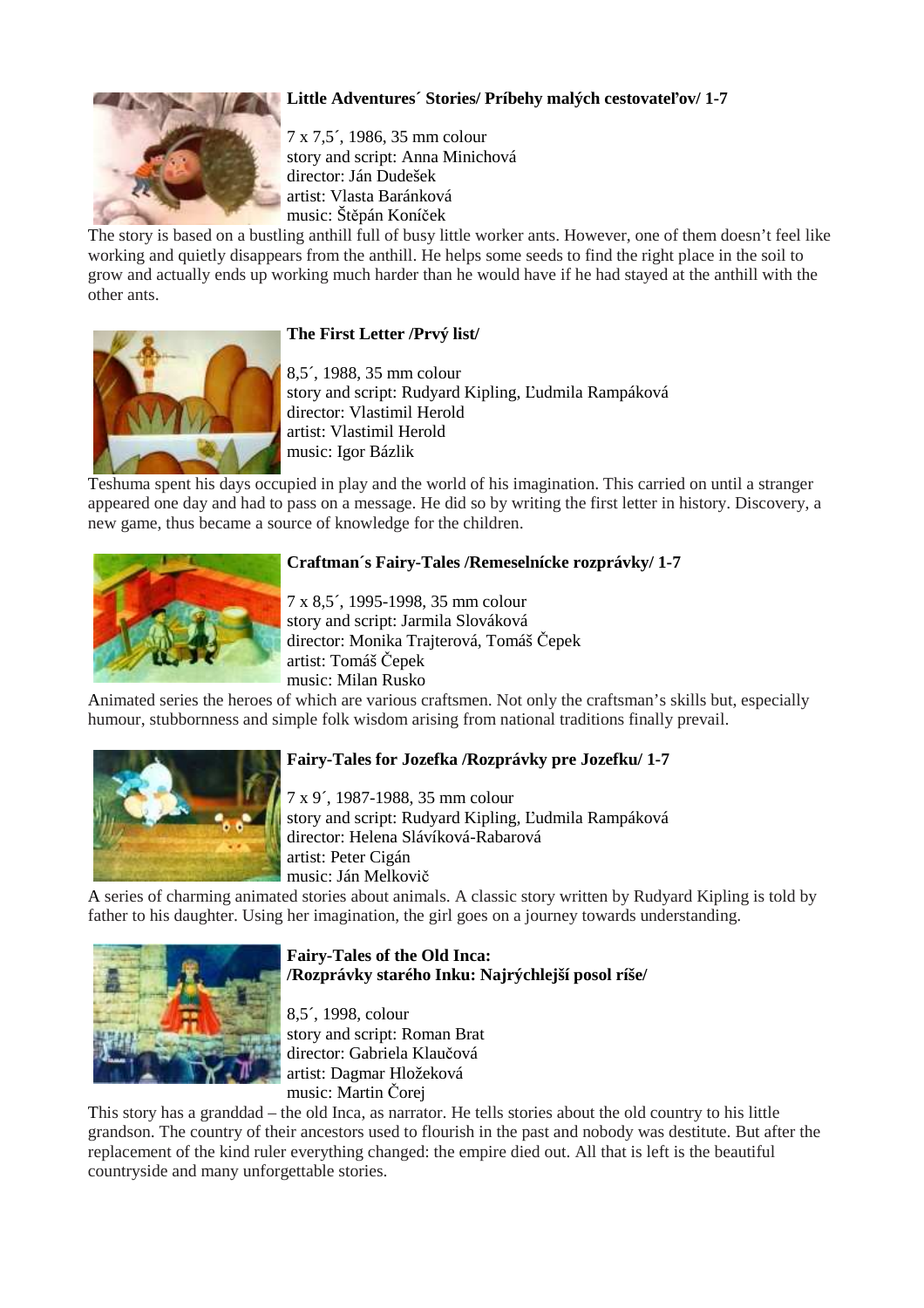**Little Adventures´ Stories/ Príbehy malých cestovateľov/ 1-7**

7 x 7,5´, 1986, 35 mm colour
story and script: Anna Minichová
director: Ján Dudešek
artist: Vlasta Baránková
music: Štěpán Koníček

The story is based on a bustling anthill full of busy little worker ants. However, one of them doesn't feel like working and quietly disappears from the anthill. He helps some seeds to find the right place in the soil to grow and actually ends up working much harder than he would have if he had stayed at the anthill with the other ants.

**The First Letter /Prvý list/**

8,5´, 1988, 35 mm colour
story and script: Rudyard Kipling, Ľudmila Rampáková
director: Vlastimil Herold
artist: Vlastimil Herold
music: Igor Bázlik

Teshuma spent his days occupied in play and the world of his imagination. This carried on until a stranger appeared one day and had to pass on a message. He did so by writing the first letter in history. Discovery, a new game, thus became a source of knowledge for the children.

**Craftman´s Fairy-Tales /Remeselnícke rozprávky/ 1-7**

7 x 8,5´, 1995-1998, 35 mm colour
story and script: Jarmila Slováková
director: Monika Trajterová, Tomáš Čepek
artist: Tomáš Čepek
music: Milan Rusko

Animated series the heroes of which are various craftsmen. Not only the craftsman's skills but, especially humour, stubbornness and simple folk wisdom arising from national traditions finally prevail.

**Fairy-Tales for Jozefka /Rozprávky pre Jozefku/ 1-7**

7 x 9´, 1987-1988, 35 mm colour
story and script: Rudyard Kipling, Ľudmila Rampáková
director: Helena Slávíková-Rabarová
artist: Peter Cigán
music: Ján Melkovič

A series of charming animated stories about animals. A classic story written by Rudyard Kipling is told by father to his daughter. Using her imagination, the girl goes on a journey towards understanding.

**Fairy-Tales of the Old Inca:**
**/Rozprávky starého Inku: Najrýchlejší posol ríše/**

8,5´, 1998, colour
story and script: Roman Brat
director: Gabriela Klaučová
artist: Dagmar Hložeková
music: Martin Čorej

This story has a granddad – the old Inca, as narrator. He tells stories about the old country to his little grandson. The country of their ancestors used to flourish in the past and nobody was destitute. But after the replacement of the kind ruler everything changed: the empire died out. All that is left is the beautiful countryside and many unforgettable stories.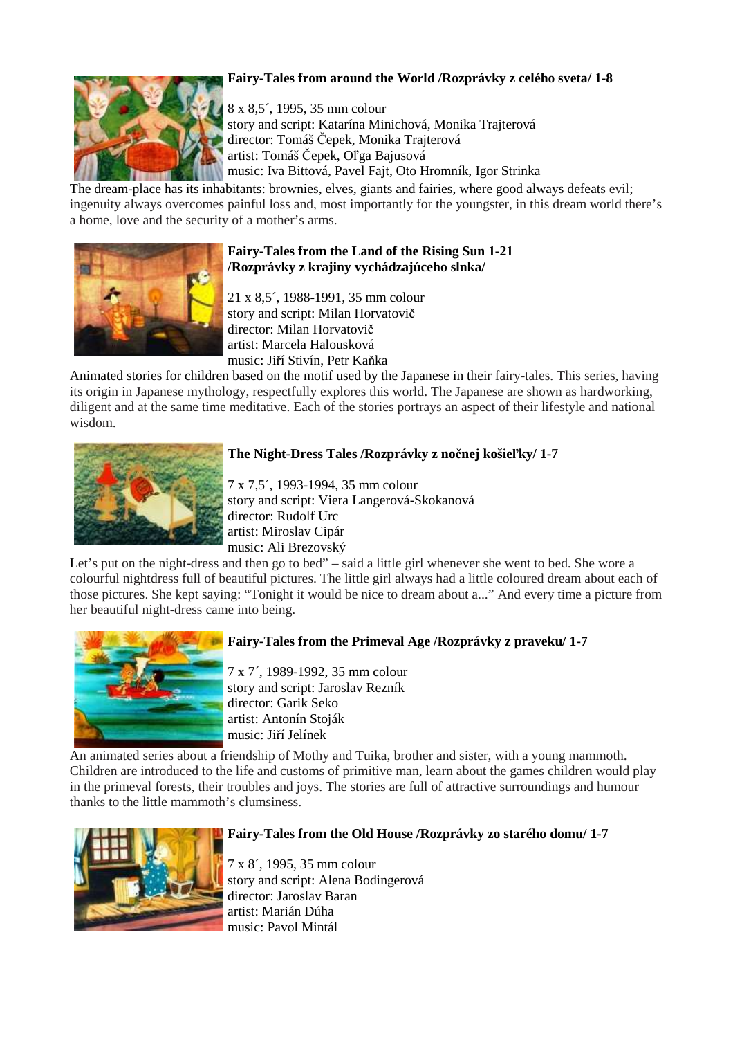**Fairy-Tales from around the World /Rozprávky z celého sveta/ 1-8**

8 x 8,5´, 1995, 35 mm colour
story and script: Katarína Minichová, Monika Trajterová
director: Tomáš Čepek, Monika Trajterová
artist: Tomáš Čepek, Oľga Bajusová
music: Iva Bittová, Pavel Fajt, Oto Hromník, Igor Strinka

The dream-place has its inhabitants: brownies, elves, giants and fairies, where good always defeats evil; ingenuity always overcomes painful loss and, most importantly for the youngster, in this dream world there's a home, love and the security of a mother's arms.

**Fairy-Tales from the Land of the Rising Sun 1-21 /Rozprávky z krajiny vychádzajúceho slnka/**

21 x 8,5´, 1988-1991, 35 mm colour
story and script: Milan Horvatovič
director: Milan Horvatovič
artist: Marcela Halousková
music: Jiří Stivín, Petr Kaňka

Animated stories for children based on the motif used by the Japanese in their fairy-tales. This series, having its origin in Japanese mythology, respectfully explores this world. The Japanese are shown as hardworking, diligent and at the same time meditative. Each of the stories portrays an aspect of their lifestyle and national wisdom.

**The Night-Dress Tales /Rozprávky z nočnej košieľky/ 1-7**

7 x 7,5´, 1993-1994, 35 mm colour
story and script: Viera Langerová-Skokanová
director: Rudolf Urc
artist: Miroslav Cipár
music: Ali Brezovský

Let's put on the night-dress and then go to bed" – said a little girl whenever she went to bed. She wore a colourful nightdress full of beautiful pictures. The little girl always had a little coloured dream about each of those pictures. She kept saying: "Tonight it would be nice to dream about a..." And every time a picture from her beautiful night-dress came into being.

**Fairy-Tales from the Primeval Age /Rozprávky z praveku/ 1-7**

7 x 7´, 1989-1992, 35 mm colour
story and script: Jaroslav Rezník
director: Garik Seko
artist: Antonín Stoják
music: Jiří Jelínek

An animated series about a friendship of Mothy and Tuika, brother and sister, with a young mammoth. Children are introduced to the life and customs of primitive man, learn about the games children would play in the primeval forests, their troubles and joys. The stories are full of attractive surroundings and humour thanks to the little mammoth's clumsiness.

**Fairy-Tales from the Old House /Rozprávky zo starého domu/ 1-7**

7 x 8´, 1995, 35 mm colour
story and script: Alena Bodingerová
director: Jaroslav Baran
artist: Marián Dúha
music: Pavol Mintál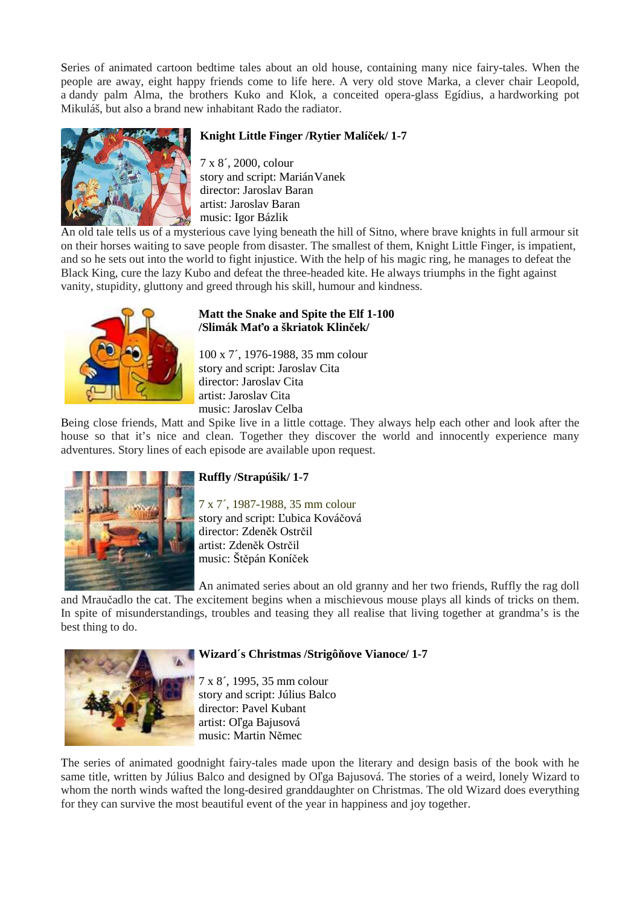Series of animated cartoon bedtime tales about an old house, containing many nice fairy-tales. When the people are away, eight happy friends come to life here. A very old stove Marka, a clever chair Leopold, a dandy palm Alma, the brothers Kuko and Klok, a conceited opera-glass Egídius, a hardworking pot Mikuláš, but also a brand new inhabitant Rado the radiator.

**Knight Little Finger /Rytier Malíček/ 1-7**

7 x 8´, 2000, colour
story and script: Marián Vanek
director: Jaroslav Baran
artist: Jaroslav Baran
music: Igor Bázlik

An old tale tells us of a mysterious cave lying beneath the hill of Sitno, where brave knights in full armour sit on their horses waiting to save people from disaster. The smallest of them, Knight Little Finger, is impatient, and so he sets out into the world to fight injustice. With the help of his magic ring, he manages to defeat the Black King, cure the lazy Kubo and defeat the three-headed kite. He always triumphs in the fight against vanity, stupidity, gluttony and greed through his skill, humour and kindness.

**Matt the Snake and Spite the Elf 1-100 /Slimák Maťo a škriatok Klinček/**

100 x 7´, 1976-1988, 35 mm colour
story and script: Jaroslav Cita
director: Jaroslav Cita
artist: Jaroslav Cita
music: Jaroslav Celba

Being close friends, Matt and Spike live in a little cottage. They always help each other and look after the house so that it's nice and clean. Together they discover the world and innocently experience many adventures. Story lines of each episode are available upon request.

**Ruffly /Strapúšik/ 1-7**

7 x 7´, 1987-1988, 35 mm colour
story and script: Ľubica Kováčová
director: Zdeněk Ostrčil
artist: Zdeněk Ostrčil
music: Štěpán Koníček

An animated series about an old granny and her two friends, Ruffly the rag doll and Mraučadlo the cat. The excitement begins when a mischievous mouse plays all kinds of tricks on them. In spite of misunderstandings, troubles and teasing they all realise that living together at grandma's is the best thing to do.

**Wizard´s Christmas /Strigôňove Vianoce/ 1-7**

7 x 8´, 1995, 35 mm colour
story and script: Július Balco
director: Pavel Kubant
artist: Oľga Bajusová
music: Martin Němec

The series of animated goodnight fairy-tales made upon the literary and design basis of the book with he same title, written by Július Balco and designed by Oľga Bajusová. The stories of a weird, lonely Wizard to whom the north winds wafted the long-desired granddaughter on Christmas. The old Wizard does everything for they can survive the most beautiful event of the year in happiness and joy together.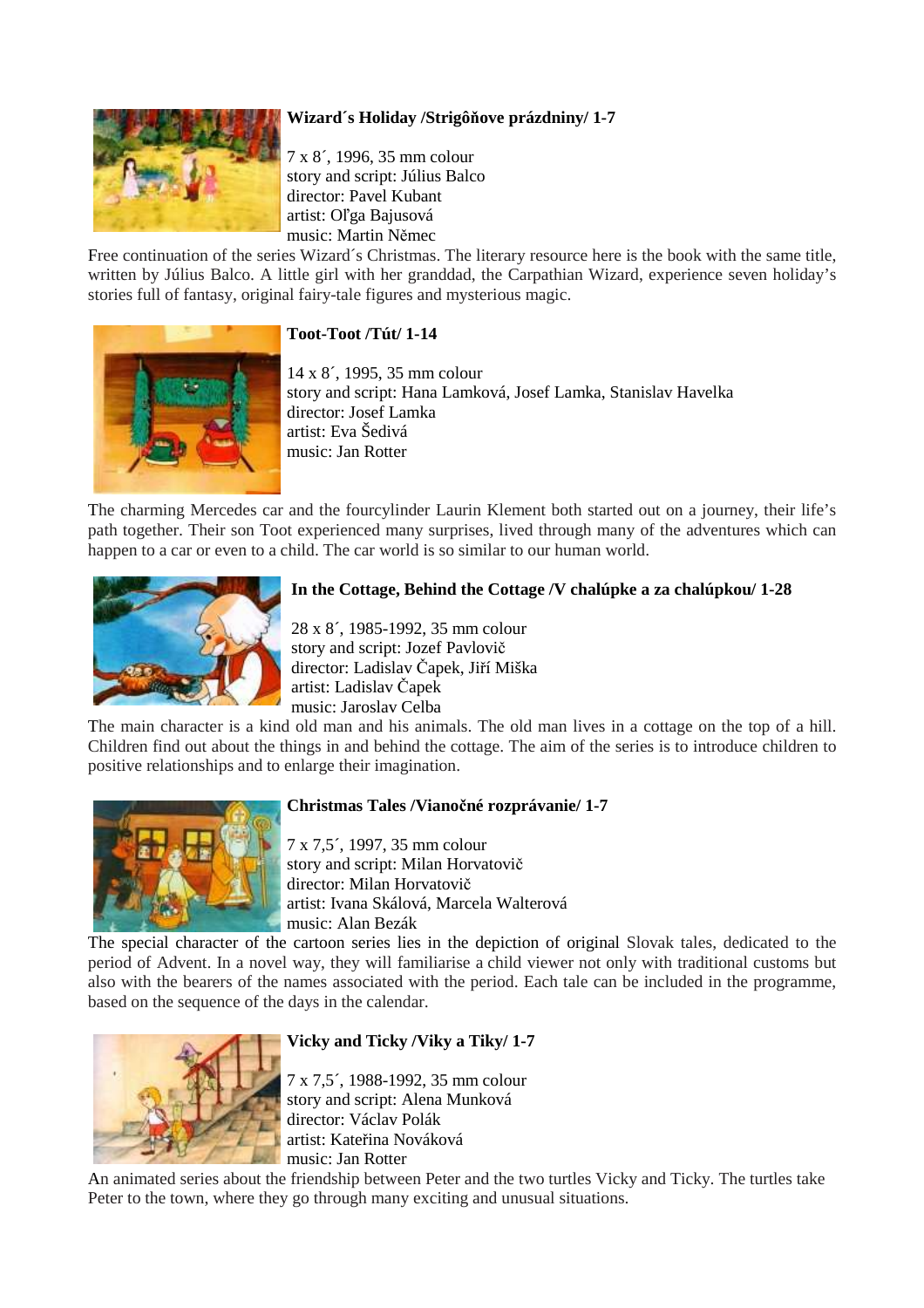**Wizard´s Holiday /Strigôňove prázdniny/ 1-7**

7 x 8´, 1996, 35 mm colour
story and script: Július Balco
director: Pavel Kubant
artist: Oľga Bajusová
music: Martin Němec

Free continuation of the series Wizard´s Christmas. The literary resource here is the book with the same title, written by Július Balco. A little girl with her granddad, the Carpathian Wizard, experience seven holiday's stories full of fantasy, original fairy-tale figures and mysterious magic.

**Toot-Toot /Tút/ 1-14**

14 x 8´, 1995, 35 mm colour
story and script: Hana Lamková, Josef Lamka, Stanislav Havelka
director: Josef Lamka
artist: Eva Šedivá
music: Jan Rotter

The charming Mercedes car and the fourcylinder Laurin Klement both started out on a journey, their life's path together. Their son Toot experienced many surprises, lived through many of the adventures which can happen to a car or even to a child. The car world is so similar to our human world.

**In the Cottage, Behind the Cottage /V chalúpke a za chalúpkou/ 1-28**

28 x 8´, 1985-1992, 35 mm colour
story and script: Jozef Pavlovič
director: Ladislav Čapek, Jiří Miška
artist: Ladislav Čapek
music: Jaroslav Celba

The main character is a kind old man and his animals. The old man lives in a cottage on the top of a hill. Children find out about the things in and behind the cottage. The aim of the series is to introduce children to positive relationships and to enlarge their imagination.

**Christmas Tales /Vianočné rozprávanie/ 1-7**

7 x 7,5´, 1997, 35 mm colour
story and script: Milan Horvatovič
director: Milan Horvatovič
artist: Ivana Skálová, Marcela Walterová
music: Alan Bezák

The special character of the cartoon series lies in the depiction of original Slovak tales, dedicated to the period of Advent. In a novel way, they will familiarise a child viewer not only with traditional customs but also with the bearers of the names associated with the period. Each tale can be included in the programme, based on the sequence of the days in the calendar.

**Vicky and Ticky /Viky a Tiky/ 1-7**

7 x 7,5´, 1988-1992, 35 mm colour
story and script: Alena Munková
director: Václav Polák
artist: Kateřina Nováková
music: Jan Rotter

An animated series about the friendship between Peter and the two turtles Vicky and Ticky. The turtles take Peter to the town, where they go through many exciting and unusual situations.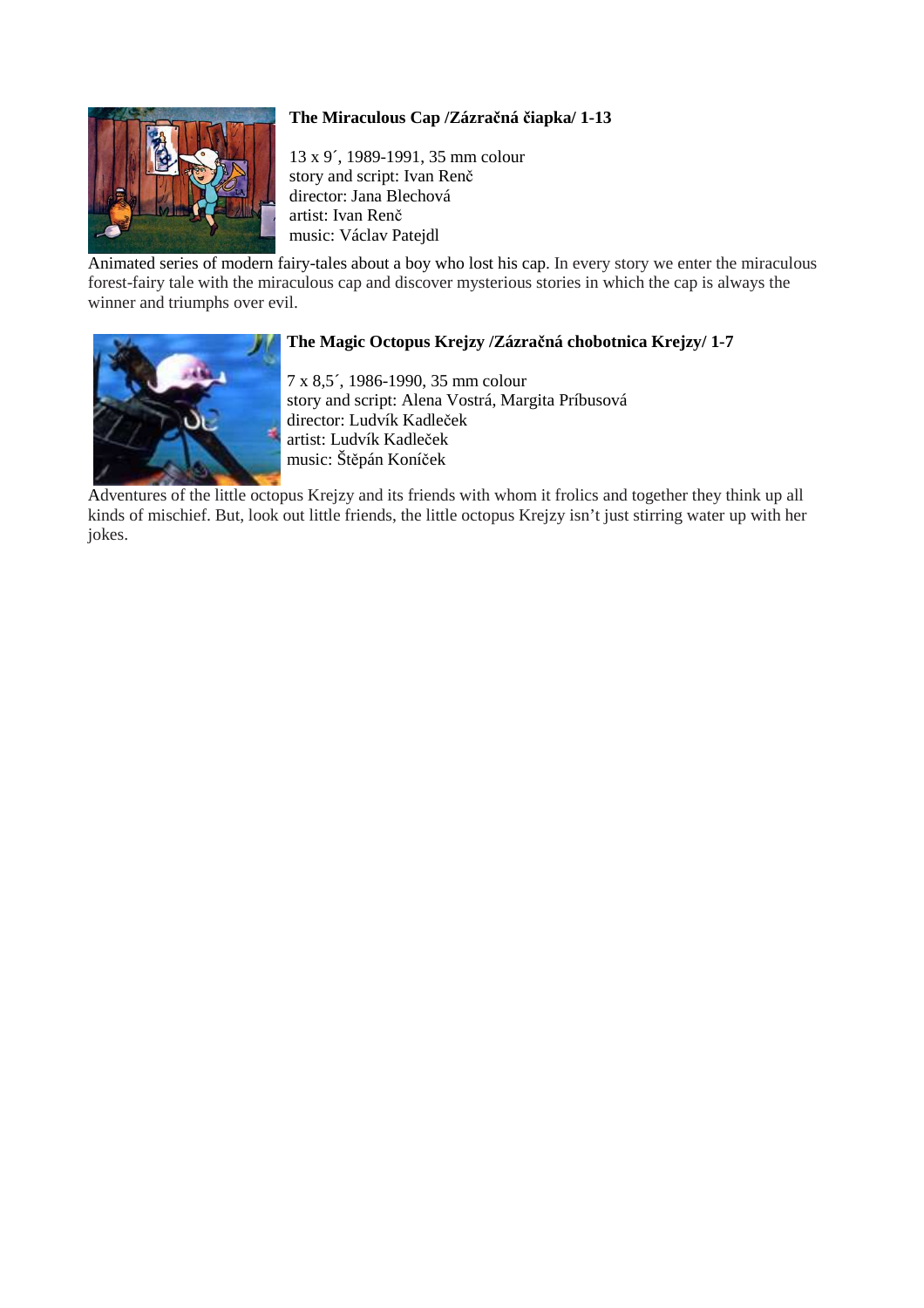**The Miraculous Cap /Zázračná čiapka/ 1-13**

13 x 9´, 1989-1991, 35 mm colour
story and script: Ivan Renč
director: Jana Blechová
artist: Ivan Renč
music: Václav Patejdl

Animated series of modern fairy-tales about a boy who lost his cap. In every story we enter the miraculous forest-fairy tale with the miraculous cap and discover mysterious stories in which the cap is always the winner and triumphs over evil.

**The Magic Octopus Krejzy /Zázračná chobotnica Krejzy/ 1-7**

7 x 8,5´, 1986-1990, 35 mm colour
story and script: Alena Vostrá, Margita Príbusová
director: Ludvík Kadleček
artist: Ludvík Kadleček
music: Štěpán Koníček

Adventures of the little octopus Krejzy and its friends with whom it frolics and together they think up all kinds of mischief. But, look out little friends, the little octopus Krejzy isn't just stirring water up with her jokes.